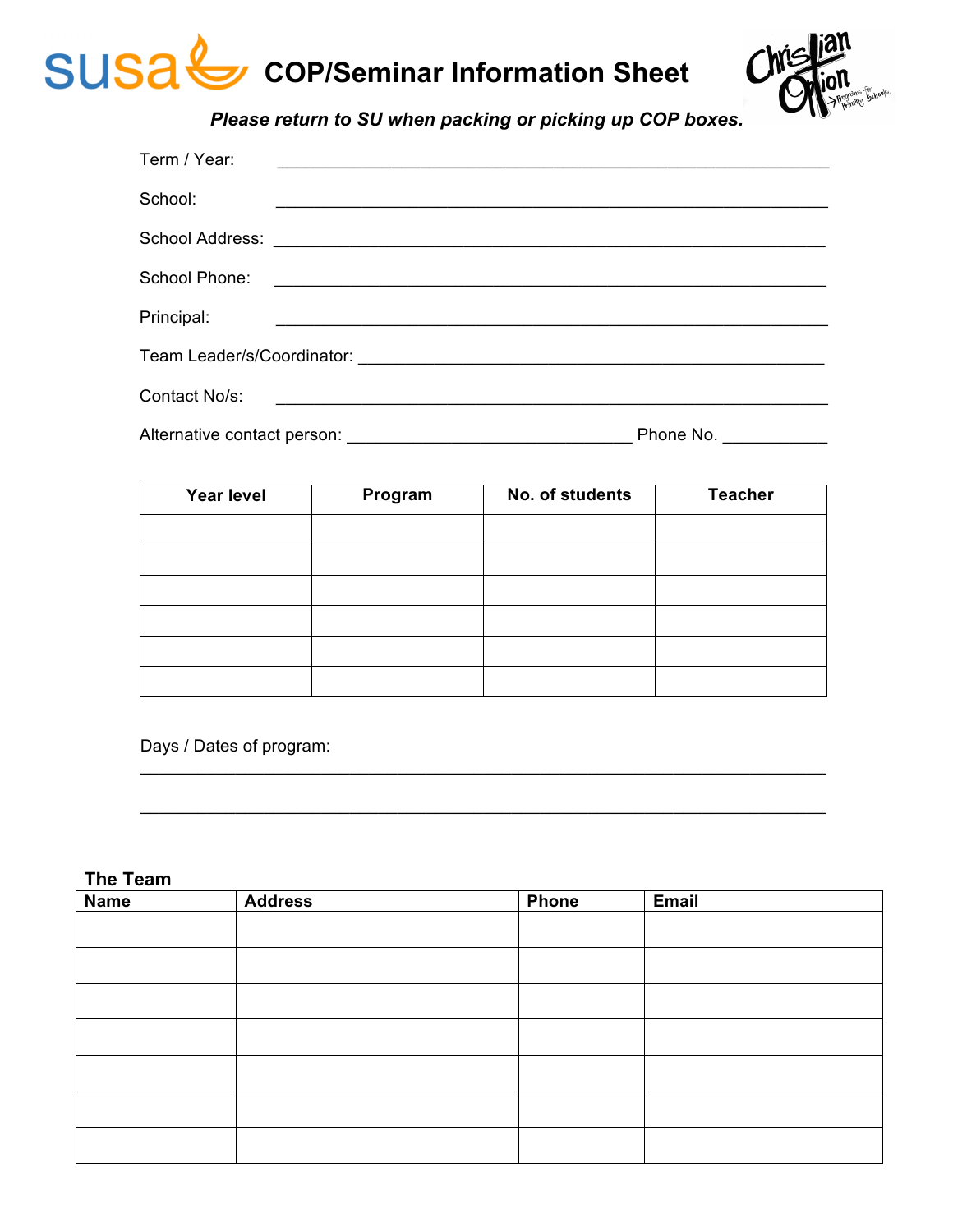# COP/Seminar Information Sheet

***Please return to SU when packing or picking up COP boxes.***

Term / Year: ____________________________________________________________

School: ____________________________________________________________

School Address: ____________________________________________________________

School Phone: ____________________________________________________________

Principal: ____________________________________________________________

Team Leader/s/Coordinator: ___________________________________________________

Contact No/s: ____________________________________________________________

Alternative contact person: _______________________________ Phone No. ___________

| Year level | Program | No. of students | Teacher |
|---|---|---|---|
| | | | |
| | | | |
| | | | |
| | | | |
| | | | |
| | | | |

Days / Dates of program:

___________________________________________________________________________

___________________________________________________________________________

**The Team**

| Name | Address | Phone | Email |
|---|---|---|---|
| | | | |
| | | | |
| | | | |
| | | | |
| | | | |
| | | | |
| | | | |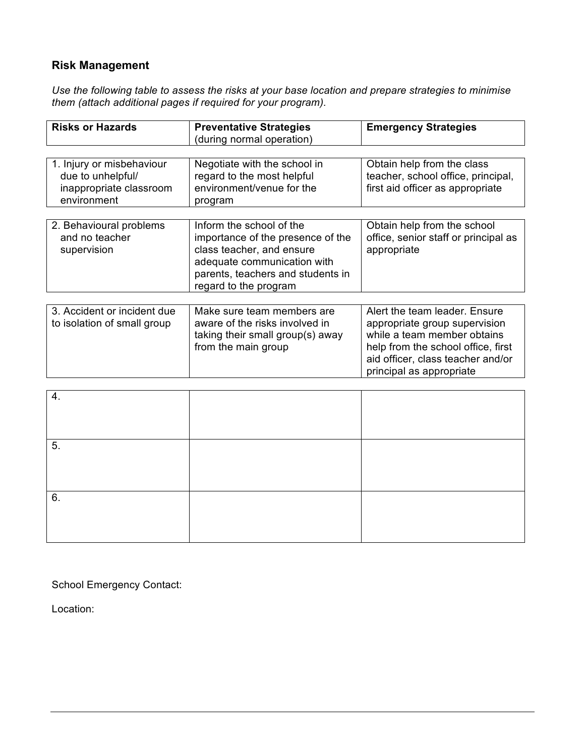## Risk Management

*Use the following table to assess the risks at your base location and prepare strategies to minimise them (attach additional pages if required for your program).*

| Risks or Hazards | Preventative Strategies (during normal operation) | Emergency Strategies |
|---|---|---|
| 1. Injury or misbehaviour due to unhelpful/ inappropriate classroom environment | Negotiate with the school in regard to the most helpful environment/venue for the program | Obtain help from the class teacher, school office, principal, first aid officer as appropriate |
| 2. Behavioural problems and no teacher supervision | Inform the school of the importance of the presence of the class teacher, and ensure adequate communication with parents, teachers and students in regard to the program | Obtain help from the school office, senior staff or principal as appropriate |
| 3. Accident or incident due to isolation of small group | Make sure team members are aware of the risks involved in taking their small group(s) away from the main group | Alert the team leader. Ensure appropriate group supervision while a team member obtains help from the school office, first aid officer, class teacher and/or principal as appropriate |
| 4. | | |
| 5. | | |
| 6. | | |

School Emergency Contact:

Location: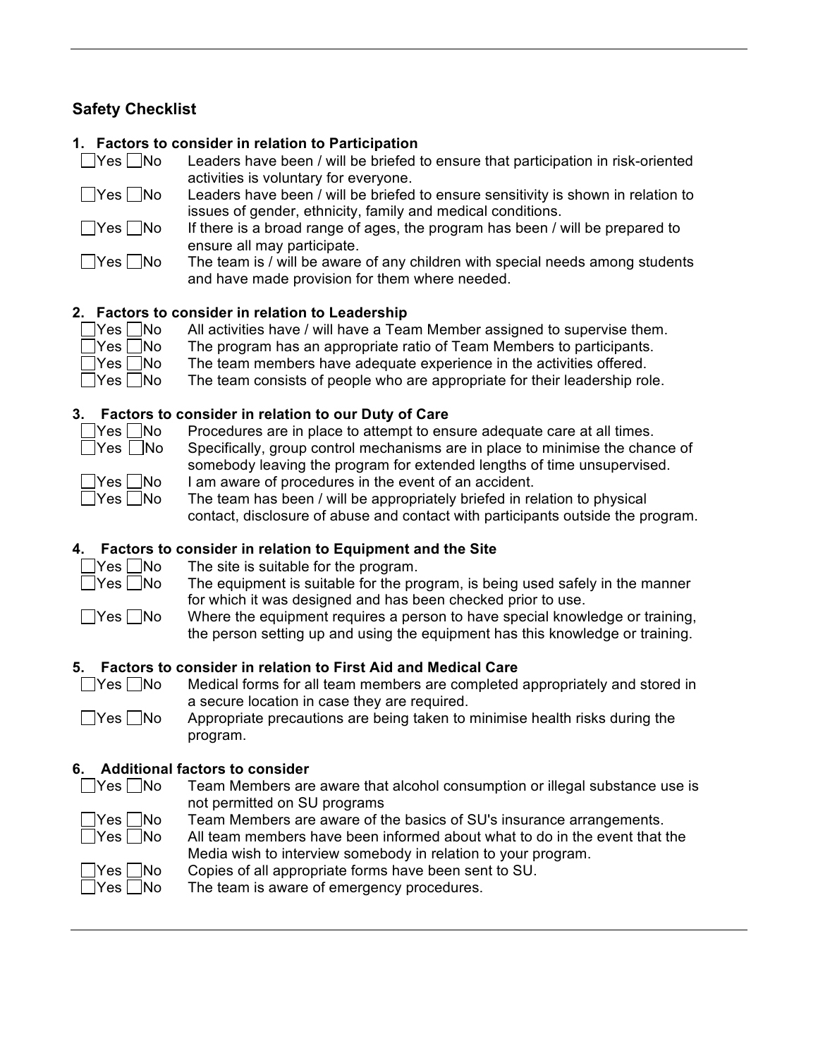## Safety Checklist

### 1. Factors to consider in relation to Participation

- ☐Yes ☐No Leaders have been / will be briefed to ensure that participation in risk-oriented activities is voluntary for everyone.
- ☐Yes ☐No Leaders have been / will be briefed to ensure sensitivity is shown in relation to issues of gender, ethnicity, family and medical conditions.
- ☐Yes ☐No If there is a broad range of ages, the program has been / will be prepared to ensure all may participate.
- ☐Yes ☐No The team is / will be aware of any children with special needs among students and have made provision for them where needed.

### 2. Factors to consider in relation to Leadership

- ☐Yes ☐No All activities have / will have a Team Member assigned to supervise them.
- ☐Yes ☐No The program has an appropriate ratio of Team Members to participants.
- ☐Yes ☐No The team members have adequate experience in the activities offered.
- ☐Yes ☐No The team consists of people who are appropriate for their leadership role.

### 3. Factors to consider in relation to our Duty of Care

- ☐Yes ☐No Procedures are in place to attempt to ensure adequate care at all times.
- ☐Yes ☐No Specifically, group control mechanisms are in place to minimise the chance of somebody leaving the program for extended lengths of time unsupervised.
- ☐Yes ☐No I am aware of procedures in the event of an accident.
- ☐Yes ☐No The team has been / will be appropriately briefed in relation to physical contact, disclosure of abuse and contact with participants outside the program.

### 4. Factors to consider in relation to Equipment and the Site

- ☐Yes ☐No The site is suitable for the program.
- ☐Yes ☐No The equipment is suitable for the program, is being used safely in the manner for which it was designed and has been checked prior to use.
- ☐Yes ☐No Where the equipment requires a person to have special knowledge or training, the person setting up and using the equipment has this knowledge or training.

### 5. Factors to consider in relation to First Aid and Medical Care

- ☐Yes ☐No Medical forms for all team members are completed appropriately and stored in a secure location in case they are required.
- ☐Yes ☐No Appropriate precautions are being taken to minimise health risks during the program.

### 6. Additional factors to consider

- ☐Yes ☐No Team Members are aware that alcohol consumption or illegal substance use is not permitted on SU programs
- ☐Yes ☐No Team Members are aware of the basics of SU's insurance arrangements.
- ☐Yes ☐No All team members have been informed about what to do in the event that the Media wish to interview somebody in relation to your program.
- ☐Yes ☐No Copies of all appropriate forms have been sent to SU.
- ☐Yes ☐No The team is aware of emergency procedures.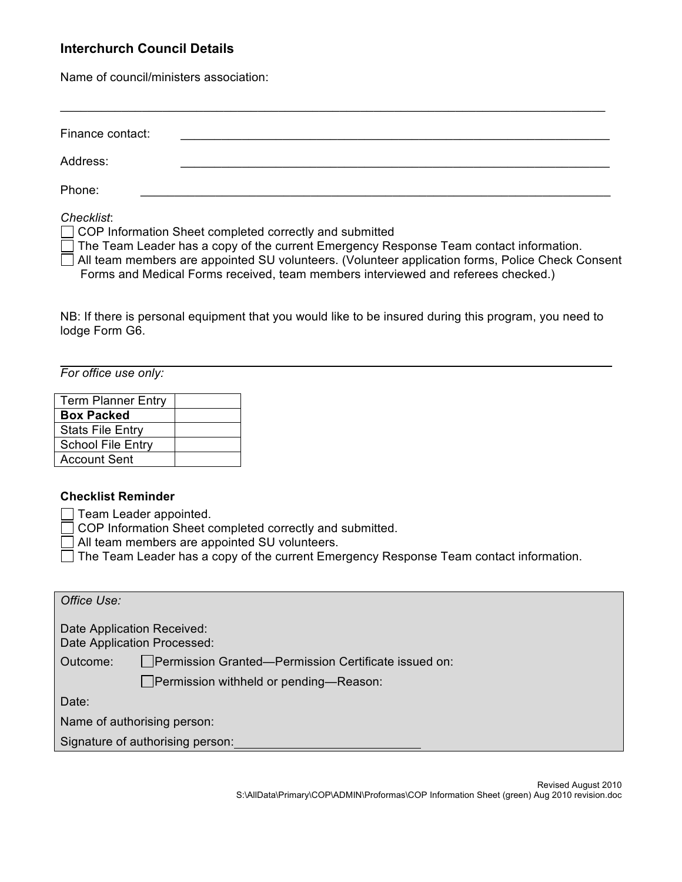### Interchurch Council Details

Name of council/ministers association:

\_\_\_\_\_\_\_\_\_\_\_\_\_\_\_\_\_\_\_\_\_\_\_\_\_\_\_\_\_\_\_\_\_\_\_\_\_\_\_\_\_\_\_\_\_\_\_\_\_\_\_\_\_\_\_\_\_\_\_\_\_\_\_\_\_\_\_\_\_\_\_\_

Finance contact: \_\_\_\_\_\_\_\_\_\_\_\_\_\_\_\_\_\_\_\_\_\_\_\_\_\_\_\_\_\_\_\_\_\_\_\_\_\_\_\_\_\_\_\_\_\_\_\_\_\_\_\_

Address: \_\_\_\_\_\_\_\_\_\_\_\_\_\_\_\_\_\_\_\_\_\_\_\_\_\_\_\_\_\_\_\_\_\_\_\_\_\_\_\_\_\_\_\_\_\_\_\_\_\_\_\_

Phone: \_\_\_\_\_\_\_\_\_\_\_\_\_\_\_\_\_\_\_\_\_\_\_\_\_\_\_\_\_\_\_\_\_\_\_\_\_\_\_\_\_\_\_\_\_\_\_\_\_\_\_\_\_\_\_\_\_\_

*Checklist*:

- ☐ COP Information Sheet completed correctly and submitted
- ☐ The Team Leader has a copy of the current Emergency Response Team contact information.
- ☐ All team members are appointed SU volunteers. (Volunteer application forms, Police Check Consent Forms and Medical Forms received, team members interviewed and referees checked.)

NB: If there is personal equipment that you would like to be insured during this program, you need to lodge Form G6.

---

*For office use only:*

| | |
|---|---|
| Term Planner Entry | |
| **Box Packed** | |
| Stats File Entry | |
| School File Entry | |
| Account Sent | |

**Checklist Reminder**

- ☐ Team Leader appointed.
- ☐ COP Information Sheet completed correctly and submitted.
- ☐ All team members are appointed SU volunteers.
- ☐ The Team Leader has a copy of the current Emergency Response Team contact information.

*Office Use:*

Date Application Received:
Date Application Processed:

Outcome: ☐ Permission Granted—Permission Certificate issued on:

☐ Permission withheld or pending—Reason:

Date:

Name of authorising person:

Signature of authorising person: \_\_\_\_\_\_\_\_\_\_\_\_\_\_\_\_\_\_\_\_\_\_\_\_\_\_\_\_

Revised August 2010
S:\AllData\Primary\COP\ADMIN\Proformas\COP Information Sheet (green) Aug 2010 revision.doc